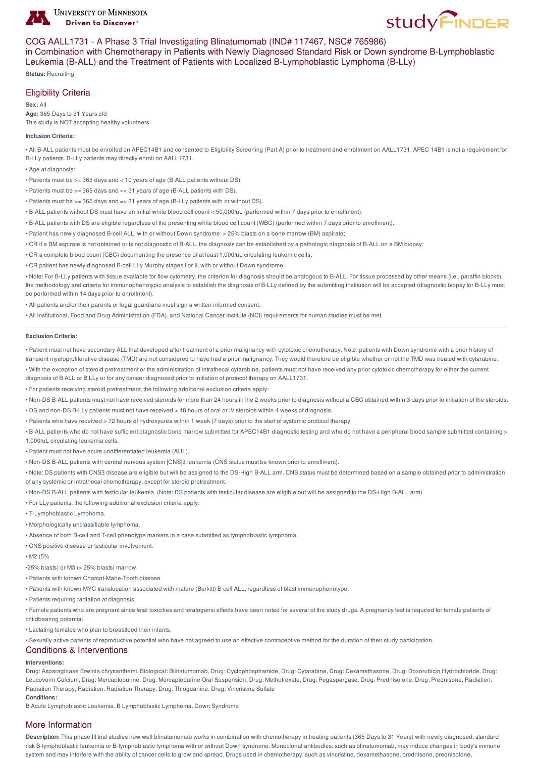# COG AALL1731 - A Phase 3 Trial Investigating Blinatumomab (IND# 117467, NSC# 765986) in Combination with Chemotherapy in Patients with Newly Diagnosed Standard Risk or Down syndrome B-Lymphoblastic Leukemia (B-ALL) and the Treatment of Patients with Localized B-Lymphoblastic Lymphoma (B-LLy)

**Status:** Recruiting

## Eligibility Criteria

**Sex:** All
**Age:** 365 Days to 31 Years old
This study is NOT accepting healthy volunteers

### Inclusion Criteria:

• All B-ALL patients must be enrolled on APEC14B1 and consented to Eligibility Screening (Part A) prior to treatment and enrollment on AALL1731. APEC 14B1 is not a requirement for B-LLy patients. B-LLy patients may directly enroll on AALL1731.

• Age at diagnosis:

• Patients must be >= 365 days and < 10 years of age (B-ALL patients without DS).

• Patients must be >= 365 days and =< 31 years of age (B-ALL patients with DS).

• Patients must be >= 365 days and =< 31 years of age (B-LLy patients with or without DS).

• B-ALL patients without DS must have an initial white blood cell count < 50,000/uL (performed within 7 days prior to enrollment).

• B-ALL patients with DS are eligible regardless of the presenting white blood cell count (WBC) (performed within 7 days prior to enrollment).

• Patient has newly diagnosed B-cell ALL, with or without Down syndrome: > 25% blasts on a bone marrow (BM) aspirate;

• OR if a BM aspirate is not obtained or is not diagnostic of B-ALL, the diagnosis can be established by a pathologic diagnosis of B-ALL on a BM biopsy;

• OR a complete blood count (CBC) documenting the presence of at least 1,000/uL circulating leukemic cells;

• OR patient has newly diagnosed B-cell LLy Murphy stages I or II, with or without Down syndrome.

• Note: For B-LLy patients with tissue available for flow cytometry, the criterion for diagnosis should be analogous to B-ALL. For tissue processed by other means (i.e., paraffin blocks), the methodology and criteria for immunophenotypic analysis to establish the diagnosis of B-LLy defined by the submitting institution will be accepted (diagnostic biopsy for B-LLy must be performed within 14 days prior to enrollment).

• All patients and/or their parents or legal guardians must sign a written informed consent.

• All institutional, Food and Drug Administration (FDA), and National Cancer Institute (NCI) requirements for human studies must be met.

### Exclusion Criteria:

• Patient must not have secondary ALL that developed after treatment of a prior malignancy with cytotoxic chemotherapy. Note: patients with Down syndrome with a prior history of transient myeloproliferative disease (TMD) are not considered to have had a prior malignancy. They would therefore be eligible whether or not the TMD was treated with cytarabine.

• With the exception of steroid pretreatment or the administration of intrathecal cytarabine, patients must not have received any prior cytotoxic chemotherapy for either the current diagnosis of B ALL or B LLy or for any cancer diagnosed prior to initiation of protocol therapy on AALL1731.

• For patients receiving steroid pretreatment, the following additional exclusion criteria apply:

• Non-DS B-ALL patients must not have received steroids for more than 24 hours in the 2 weeks prior to diagnosis without a CBC obtained within 3 days prior to initiation of the steroids.

• DS and non-DS B-LLy patients must not have received > 48 hours of oral or IV steroids within 4 weeks of diagnosis.

• Patients who have received > 72 hours of hydroxyurea within 1 week (7 days) prior to the start of systemic protocol therapy.

• B-ALL patients who do not have sufficient diagnostic bone marrow submitted for APEC14B1 diagnostic testing and who do not have a peripheral blood sample submitted containing > 1,000/uL circulating leukemia cells.

• Patient must not have acute undifferentiated leukemia (AUL).

• Non-DS B-ALL patients with central nervous system [CNS]3 leukemia (CNS status must be known prior to enrollment).

• Note: DS patients with CNS3 disease are eligible but will be assigned to the DS-High B-ALL arm. CNS status must be determined based on a sample obtained prior to administration of any systemic or intrathecal chemotherapy, except for steroid pretreatment.

• Non-DS B-ALL patients with testicular leukemia. (Note: DS patients with testicular disease are eligible but will be assigned to the DS-High B-ALL arm).

• For LLy patients, the following additional exclusion criteria apply:

• T-Lymphoblastic Lymphoma.

• Morphologically unclassifiable lymphoma.

• Absence of both B-cell and T-cell phenotype markers in a case submitted as lymphoblastic lymphoma.

• CNS positive disease or testicular involvement.

• M2 (5%

•25% blasts) or M3 (> 25% blasts) marrow.

• Patients with known Charcot-Marie-Tooth disease.

• Patients with known MYC translocation associated with mature (Burkitt) B-cell ALL, regardless of blast immunophenotype.

• Patients requiring radiation at diagnosis.

• Female patients who are pregnant since fetal toxicities and teratogenic effects have been noted for several of the study drugs. A pregnancy test is required for female patients of childbearing potential.

• Lactating females who plan to breastfeed their infants.

• Sexually active patients of reproductive potential who have not agreed to use an effective contraceptive method for the duration of their study participation.

## Conditions & Interventions

**Interventions:**
Drug: Asparaginase Erwinia chrysanthemi, Biological: Blinatumomab, Drug: Cyclophosphamide, Drug: Cytarabine, Drug: Dexamethasone, Drug: Doxorubicin Hydrochloride, Drug: Leucovorin Calcium, Drug: Mercaptopurine, Drug: Mercaptopurine Oral Suspension, Drug: Methotrexate, Drug: Pegaspargase, Drug: Prednisolone, Drug: Prednisone, Radiation: Radiation Therapy, Radiation: Radiation Therapy, Drug: Thioguanine, Drug: Vincristine Sulfate

**Conditions:**
B Acute Lymphoblastic Leukemia, B Lymphoblastic Lymphoma, Down Syndrome

## More Information

**Description:** This phase III trial studies how well blinatumomab works in combination with chemotherapy in treating patients (365 Days to 31 Years) with newly diagnosed, standard risk B-lymphoblastic leukemia or B-lymphoblastic lymphoma with or without Down syndrome. Monoclonal antibodies, such as blinatumomab, may induce changes in body's immune system and may interfere with the ability of cancer cells to grow and spread. Drugs used in chemotherapy, such as vincristine, dexamethasone, prednisone, prednisolone,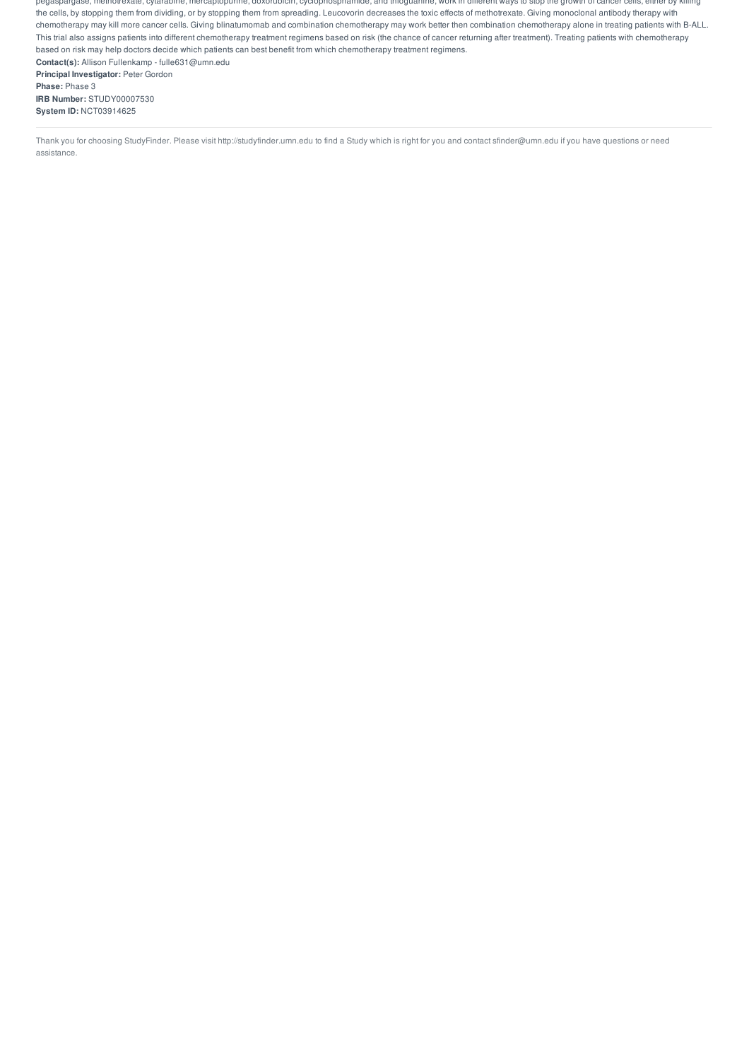pegaspargase, methotrexate, cytarabine, mercaptopurine, doxorubicin, cyclophosphamide, and thioguanine, work in different ways to stop the growth of cancer cells, either by killing the cells, by stopping them from dividing, or by stopping them from spreading. Leucovorin decreases the toxic effects of methotrexate. Giving monoclonal antibody therapy with chemotherapy may kill more cancer cells. Giving blinatumomab and combination chemotherapy may work better then combination chemotherapy alone in treating patients with B-ALL. This trial also assigns patients into different chemotherapy treatment regimens based on risk (the chance of cancer returning after treatment). Treating patients with chemotherapy based on risk may help doctors decide which patients can best benefit from which chemotherapy treatment regimens.

**Contact(s):** Allison Fullenkamp - fulle631@umn.edu

**Principal Investigator:** Peter Gordon

**Phase:** Phase 3

**IRB Number:** STUDY00007530

**System ID:** NCT03914625

---

Thank you for choosing StudyFinder. Please visit http://studyfinder.umn.edu to find a Study which is right for you and contact sfinder@umn.edu if you have questions or need assistance.